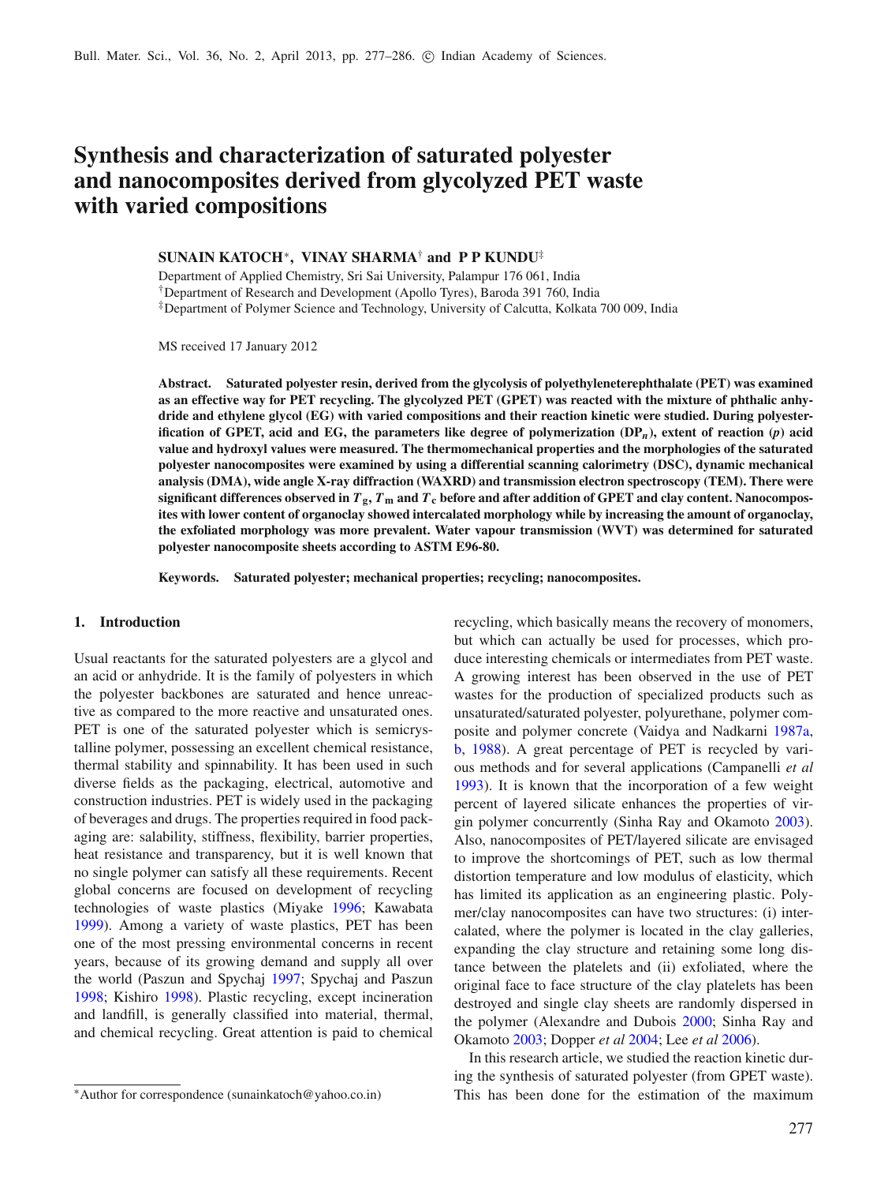# Synthesis and characterization of saturated polyester and nanocomposites derived from glycolyzed PET waste with varied compositions

**SUNAIN KATOCH*, VINAY SHARMA† and P P KUNDU‡**

Department of Applied Chemistry, Sri Sai University, Palampur 176 061, India
†Department of Research and Development (Apollo Tyres), Baroda 391 760, India
‡Department of Polymer Science and Technology, University of Calcutta, Kolkata 700 009, India

MS received 17 January 2012

**Abstract.** **Saturated polyester resin, derived from the glycolysis of polyethyleneterephthalate (PET) was examined as an effective way for PET recycling. The glycolyzed PET (GPET) was reacted with the mixture of phthalic anhydride and ethylene glycol (EG) with varied compositions and their reaction kinetic were studied. During polyesterification of GPET, acid and EG, the parameters like degree of polymerization ($DP_n$), extent of reaction ($p$) acid value and hydroxyl values were measured. The thermomechanical properties and the morphologies of the saturated polyester nanocomposites were examined by using a differential scanning calorimetry (DSC), dynamic mechanical analysis (DMA), wide angle X-ray diffraction (WAXRD) and transmission electron spectroscopy (TEM). There were significant differences observed in $T_g$, $T_m$ and $T_c$ before and after addition of GPET and clay content. Nanocomposites with lower content of organoclay showed intercalated morphology while by increasing the amount of organoclay, the exfoliated morphology was more prevalent. Water vapour transmission (WVT) was determined for saturated polyester nanocomposite sheets according to ASTM E96-80.**

**Keywords.** **Saturated polyester; mechanical properties; recycling; nanocomposites.**

## 1. Introduction

Usual reactants for the saturated polyesters are a glycol and an acid or anhydride. It is the family of polyesters in which the polyester backbones are saturated and hence unreactive as compared to the more reactive and unsaturated ones. PET is one of the saturated polyester which is semicrystalline polymer, possessing an excellent chemical resistance, thermal stability and spinnability. It has been used in such diverse fields as the packaging, electrical, automotive and construction industries. PET is widely used in the packaging of beverages and drugs. The properties required in food packaging are: salability, stiffness, flexibility, barrier properties, heat resistance and transparency, but it is well known that no single polymer can satisfy all these requirements. Recent global concerns are focused on development of recycling technologies of waste plastics (Miyake 1996; Kawabata 1999). Among a variety of waste plastics, PET has been one of the most pressing environmental concerns in recent years, because of its growing demand and supply all over the world (Paszun and Spychaj 1997; Spychaj and Paszun 1998; Kishiro 1998). Plastic recycling, except incineration and landfill, is generally classified into material, thermal, and chemical recycling. Great attention is paid to chemical recycling, which basically means the recovery of monomers, but which can actually be used for processes, which produce interesting chemicals or intermediates from PET waste. A growing interest has been observed in the use of PET wastes for the production of specialized products such as unsaturated/saturated polyester, polyurethane, polymer composite and polymer concrete (Vaidya and Nadkarni 1987a, b, 1988). A great percentage of PET is recycled by various methods and for several applications (Campanelli *et al* 1993). It is known that the incorporation of a few weight percent of layered silicate enhances the properties of virgin polymer concurrently (Sinha Ray and Okamoto 2003). Also, nanocomposites of PET/layered silicate are envisaged to improve the shortcomings of PET, such as low thermal distortion temperature and low modulus of elasticity, which has limited its application as an engineering plastic. Polymer/clay nanocomposites can have two structures: (i) intercalated, where the polymer is located in the clay galleries, expanding the clay structure and retaining some long distance between the platelets and (ii) exfoliated, where the original face to face structure of the clay platelets has been destroyed and single clay sheets are randomly dispersed in the polymer (Alexandre and Dubois 2000; Sinha Ray and Okamoto 2003; Dopper *et al* 2004; Lee *et al* 2006).

In this research article, we studied the reaction kinetic during the synthesis of saturated polyester (from GPET waste). This has been done for the estimation of the maximum

*Author for correspondence (sunainkatoch@yahoo.co.in)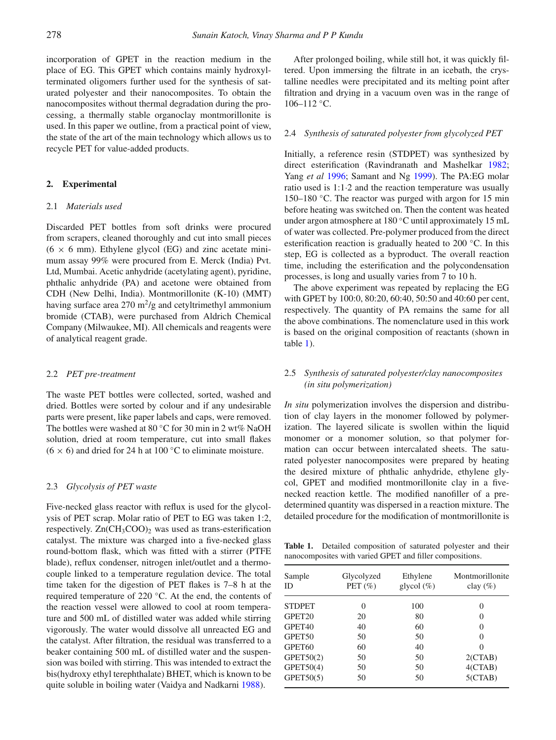incorporation of GPET in the reaction medium in the place of EG. This GPET which contains mainly hydroxyl-terminated oligomers further used for the synthesis of saturated polyester and their nanocomposites. To obtain the nanocomposites without thermal degradation during the processing, a thermally stable organoclay montmorillonite is used. In this paper we outline, from a practical point of view, the state of the art of the main technology which allows us to recycle PET for value-added products.

## 2. Experimental

### 2.1 *Materials used*

Discarded PET bottles from soft drinks were procured from scrapers, cleaned thoroughly and cut into small pieces (6 × 6 mm). Ethylene glycol (EG) and zinc acetate minimum assay 99% were procured from E. Merck (India) Pvt. Ltd, Mumbai. Acetic anhydride (acetylating agent), pyridine, phthalic anhydride (PA) and acetone were obtained from CDH (New Delhi, India). Montmorillonite (K-10) (MMT) having surface area 270 $m^2/g$ and cetyltrimethyl ammonium bromide (CTAB), were purchased from Aldrich Chemical Company (Milwaukee, MI). All chemicals and reagents were of analytical reagent grade.

### 2.2 *PET pre-treatment*

The waste PET bottles were collected, sorted, washed and dried. Bottles were sorted by colour and if any undesirable parts were present, like paper labels and caps, were removed. The bottles were washed at 80 °C for 30 min in 2 wt% NaOH solution, dried at room temperature, cut into small flakes (6 × 6) and dried for 24 h at 100 °C to eliminate moisture.

### 2.3 *Glycolysis of PET waste*

Five-necked glass reactor with reflux is used for the glycolysis of PET scrap. Molar ratio of PET to EG was taken 1:2, respectively. $Zn(CH_3COO)_2$ was used as trans-esterification catalyst. The mixture was charged into a five-necked glass round-bottom flask, which was fitted with a stirrer (PTFE blade), reflux condenser, nitrogen inlet/outlet and a thermocouple linked to a temperature regulation device. The total time taken for the digestion of PET flakes is 7–8 h at the required temperature of 220 °C. At the end, the contents of the reaction vessel were allowed to cool at room temperature and 500 mL of distilled water was added while stirring vigorously. The water would dissolve all unreacted EG and the catalyst. After filtration, the residual was transferred to a beaker containing 500 mL of distilled water and the suspension was boiled with stirring. This was intended to extract the bis(hydroxy ethyl terephthalate) BHET, which is known to be quite soluble in boiling water (Vaidya and Nadkarni 1988).

After prolonged boiling, while still hot, it was quickly filtered. Upon immersing the filtrate in an icebath, the crystalline needles were precipitated and its melting point after filtration and drying in a vacuum oven was in the range of 106–112 °C.

### 2.4 *Synthesis of saturated polyester from glycolyzed PET*

Initially, a reference resin (STDPET) was synthesized by direct esterification (Ravindranath and Mashelkar 1982; Yang *et al* 1996; Samant and Ng 1999). The PA:EG molar ratio used is 1:1·2 and the reaction temperature was usually 150–180 °C. The reactor was purged with argon for 15 min before heating was switched on. Then the content was heated under argon atmosphere at 180 °C until approximately 15 mL of water was collected. Pre-polymer produced from the direct esterification reaction is gradually heated to 200 °C. In this step, EG is collected as a byproduct. The overall reaction time, including the esterification and the polycondensation processes, is long and usually varies from 7 to 10 h.

The above experiment was repeated by replacing the EG with GPET by 100:0, 80:20, 60:40, 50:50 and 40:60 per cent, respectively. The quantity of PA remains the same for all the above combinations. The nomenclature used in this work is based on the original composition of reactants (shown in table 1).

### 2.5 *Synthesis of saturated polyester/clay nanocomposites (in situ polymerization)*

*In situ* polymerization involves the dispersion and distribution of clay layers in the monomer followed by polymerization. The layered silicate is swollen within the liquid monomer or a monomer solution, so that polymer formation can occur between intercalated sheets. The saturated polyester nanocomposites were prepared by heating the desired mixture of phthalic anhydride, ethylene glycol, GPET and modified montmorillonite clay in a five-necked reaction kettle. The modified nanofiller of a predetermined quantity was dispersed in a reaction mixture. The detailed procedure for the modification of montmorillonite is

**Table 1.** Detailed composition of saturated polyester and their nanocomposites with varied GPET and filler compositions.

| Sample ID | Glycolyzed PET (%) | Ethylene glycol (%) | Montmorillonite clay (%) |
|---|---|---|---|
| STDPET | 0 | 100 | 0 |
| GPET20 | 20 | 80 | 0 |
| GPET40 | 40 | 60 | 0 |
| GPET50 | 50 | 50 | 0 |
| GPET60 | 60 | 40 | 0 |
| GPET50(2) | 50 | 50 | 2(CTAB) |
| GPET50(4) | 50 | 50 | 4(CTAB) |
| GPET50(5) | 50 | 50 | 5(CTAB) |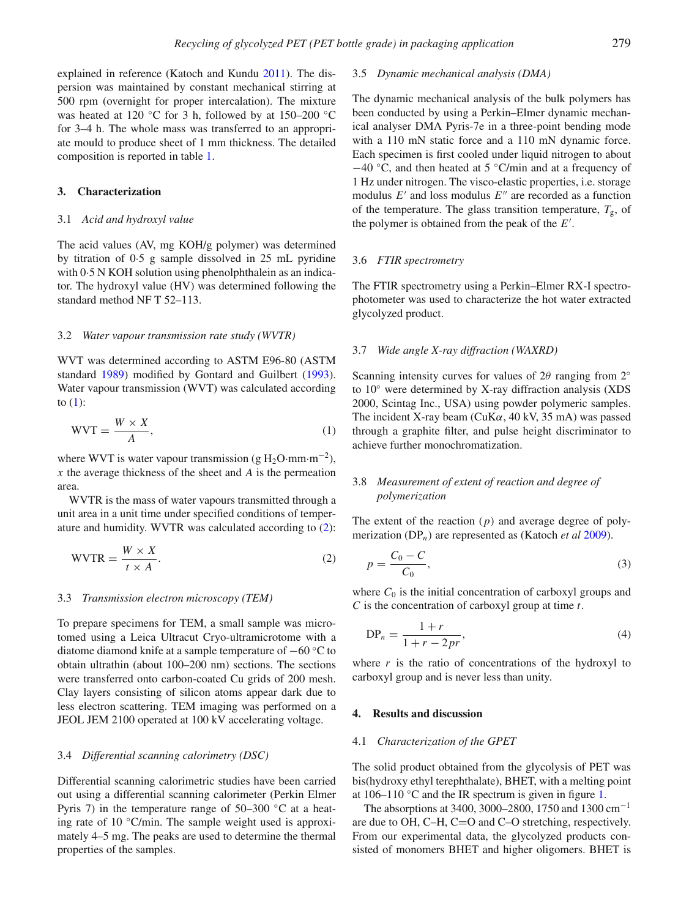explained in reference (Katoch and Kundu 2011). The dispersion was maintained by constant mechanical stirring at 500 rpm (overnight for proper intercalation). The mixture was heated at 120 °C for 3 h, followed by at 150–200 °C for 3–4 h. The whole mass was transferred to an appropriate mould to produce sheet of 1 mm thickness. The detailed composition is reported in table 1.

## 3. Characterization

### 3.1 *Acid and hydroxyl value*

The acid values (AV, mg KOH/g polymer) was determined by titration of 0·5 g sample dissolved in 25 mL pyridine with 0·5 N KOH solution using phenolphthalein as an indicator. The hydroxyl value (HV) was determined following the standard method NF T 52–113.

### 3.2 *Water vapour transmission rate study (WVTR)*

WVT was determined according to ASTM E96-80 (ASTM standard 1989) modified by Gontard and Guilbert (1993). Water vapour transmission (WVT) was calculated according to (1):

$$\mathrm{WVT} = \frac{W \times X}{A}, \tag{1}$$

where WVT is water vapour transmission (g $H_2O$·mm·m$^{-2}$), $x$ the average thickness of the sheet and $A$ is the permeation area.

WVTR is the mass of water vapours transmitted through a unit area in a unit time under specified conditions of temperature and humidity. WVTR was calculated according to (2):

$$\mathrm{WVTR} = \frac{W \times X}{t \times A}. \tag{2}$$

### 3.3 *Transmission electron microscopy (TEM)*

To prepare specimens for TEM, a small sample was microtomed using a Leica Ultracut Cryo-ultramicrotome with a diatome diamond knife at a sample temperature of −60 °C to obtain ultrathin (about 100–200 nm) sections. The sections were transferred onto carbon-coated Cu grids of 200 mesh. Clay layers consisting of silicon atoms appear dark due to less electron scattering. TEM imaging was performed on a JEOL JEM 2100 operated at 100 kV accelerating voltage.

### 3.4 *Differential scanning calorimetry (DSC)*

Differential scanning calorimetric studies have been carried out using a differential scanning calorimeter (Perkin Elmer Pyris 7) in the temperature range of 50–300 °C at a heating rate of 10 °C/min. The sample weight used is approximately 4–5 mg. The peaks are used to determine the thermal properties of the samples.

### 3.5 *Dynamic mechanical analysis (DMA)*

The dynamic mechanical analysis of the bulk polymers has been conducted by using a Perkin–Elmer dynamic mechanical analyser DMA Pyris-7e in a three-point bending mode with a 110 mN static force and a 110 mN dynamic force. Each specimen is first cooled under liquid nitrogen to about −40 °C, and then heated at 5 °C/min and at a frequency of 1 Hz under nitrogen. The visco-elastic properties, i.e. storage modulus $E'$ and loss modulus $E''$ are recorded as a function of the temperature. The glass transition temperature, $T_g$, of the polymer is obtained from the peak of the $E'$.

### 3.6 *FTIR spectrometry*

The FTIR spectrometry using a Perkin–Elmer RX-I spectrophotometer was used to characterize the hot water extracted glycolyzed product.

### 3.7 *Wide angle X-ray diffraction (WAXRD)*

Scanning intensity curves for values of $2\theta$ ranging from 2° to 10° were determined by X-ray diffraction analysis (XDS 2000, Scintag Inc., USA) using powder polymeric samples. The incident X-ray beam (CuK$\alpha$, 40 kV, 35 mA) was passed through a graphite filter, and pulse height discriminator to achieve further monochromatization.

### 3.8 *Measurement of extent of reaction and degree of polymerization*

The extent of the reaction ($p$) and average degree of polymerization ($\mathrm{DP}_n$) are represented as (Katoch *et al* 2009).

$$p = \frac{C_0 - C}{C_0}, \tag{3}$$

where $C_0$ is the initial concentration of carboxyl groups and $C$ is the concentration of carboxyl group at time $t$.

$$\mathrm{DP}_n = \frac{1 + r}{1 + r - 2pr}, \tag{4}$$

where $r$ is the ratio of concentrations of the hydroxyl to carboxyl group and is never less than unity.

## 4. Results and discussion

### 4.1 *Characterization of the GPET*

The solid product obtained from the glycolysis of PET was bis(hydroxy ethyl terephthalate), BHET, with a melting point at 106–110 °C and the IR spectrum is given in figure 1.

The absorptions at 3400, 3000–2800, 1750 and 1300 cm$^{-1}$ are due to OH, C–H, C=O and C–O stretching, respectively. From our experimental data, the glycolyzed products consisted of monomers BHET and higher oligomers. BHET is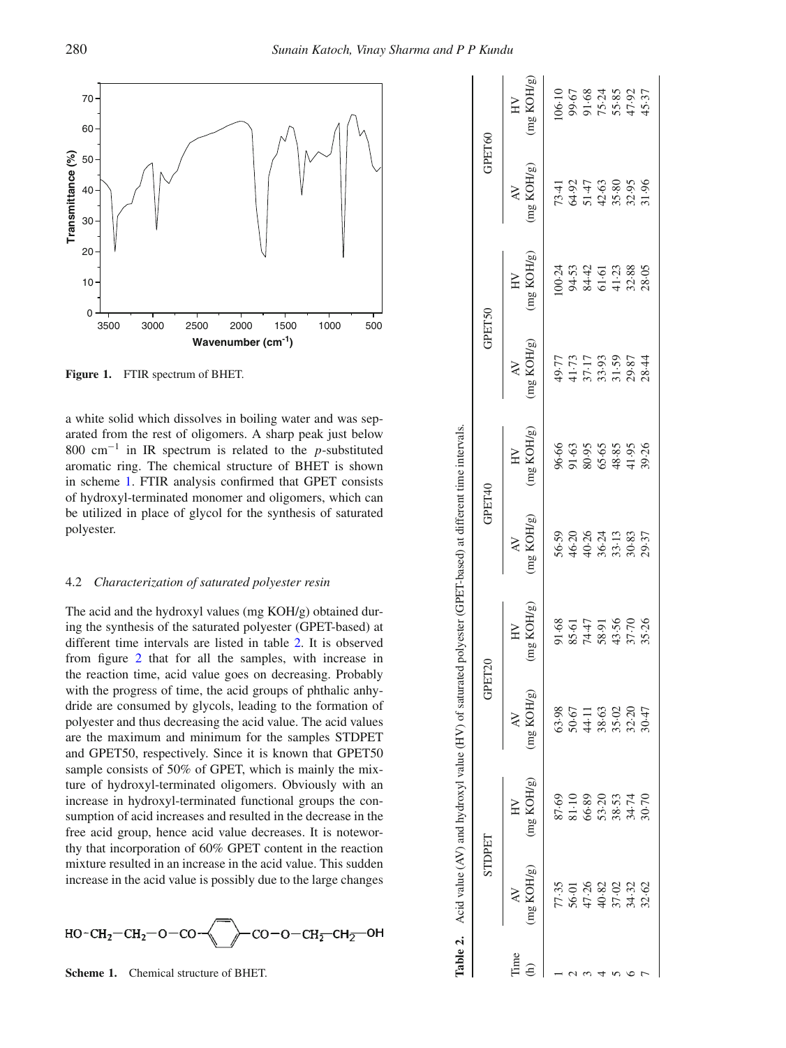Figure 1. FTIR spectrum of BHET.

a white solid which dissolves in boiling water and was separated from the rest of oligomers. A sharp peak just below 800 $cm^{-1}$ in IR spectrum is related to the *p*-substituted aromatic ring. The chemical structure of BHET is shown in scheme 1. FTIR analysis confirmed that GPET consists of hydroxyl-terminated monomer and oligomers, which can be utilized in place of glycol for the synthesis of saturated polyester.

### 4.2 *Characterization of saturated polyester resin*

The acid and the hydroxyl values (mg KOH/g) obtained during the synthesis of the saturated polyester (GPET-based) at different time intervals are listed in table 2. It is observed from figure 2 that for all the samples, with increase in the reaction time, acid value goes on decreasing. Probably with the progress of time, the acid groups of phthalic anhydride are consumed by glycols, leading to the formation of polyester and thus decreasing the acid value. The acid values are the maximum and minimum for the samples STDPET and GPET50, respectively. Since it is known that GPET50 sample consists of 50% of GPET, which is mainly the mixture of hydroxyl-terminated oligomers. Obviously with an increase in hydroxyl-terminated functional groups the consumption of acid increases and resulted in the decrease in the free acid group, hence acid value decreases. It is noteworthy that incorporation of 60% GPET content in the reaction mixture resulted in an increase in the acid value. This sudden increase in the acid value is possibly due to the large changes

$HO-CH_2-CH_2-O-CO-C_6H_4-CO-O-CH_2-CH_2-OH$

**Scheme 1.** Chemical structure of BHET.

**Table 2.** Acid value (AV) and hydroxyl value (HV) of saturated polyester (GPET-based) at different time intervals.

| Time (h) | STDPET | | GPET20 | | GPET40 | | GPET50 | | GPET60 | |
|---|---|---|---|---|---|---|---|---|---|---|
| | AV (mg KOH/g) | HV (mg KOH/g) | AV (mg KOH/g) | HV (mg KOH/g) | AV (mg KOH/g) | HV (mg KOH/g) | AV (mg KOH/g) | HV (mg KOH/g) | AV (mg KOH/g) | HV (mg KOH/g) |
| 1 | 77·35 | 87·69 | 63·98 | 91·68 | 56·59 | 96·66 | 49·77 | 100·24 | 73·41 | 106·10 |
| 2 | 56·01 | 81·10 | 50·67 | 85·61 | 46·20 | 91·63 | 41·73 | 94·53 | 64·92 | 99·67 |
| 3 | 47·26 | 66·89 | 44·11 | 74·47 | 40·26 | 80·95 | 37·17 | 84·42 | 51·47 | 91·68 |
| 4 | 40·82 | 53·20 | 38·63 | 58·91 | 36·24 | 65·65 | 33·93 | 61·61 | 42·63 | 75·24 |
| 5 | 37·02 | 38·53 | 35·02 | 43·56 | 33·13 | 48·85 | 31·59 | 41·23 | 35·80 | 55·85 |
| 6 | 34·32 | 34·74 | 32·20 | 37·70 | 30·83 | 41·95 | 29·87 | 32·88 | 32·95 | 47·92 |
| 7 | 32·62 | 30·70 | 30·47 | 35·26 | 29·37 | 39·26 | 28·44 | 28·05 | 31·96 | 45·37 |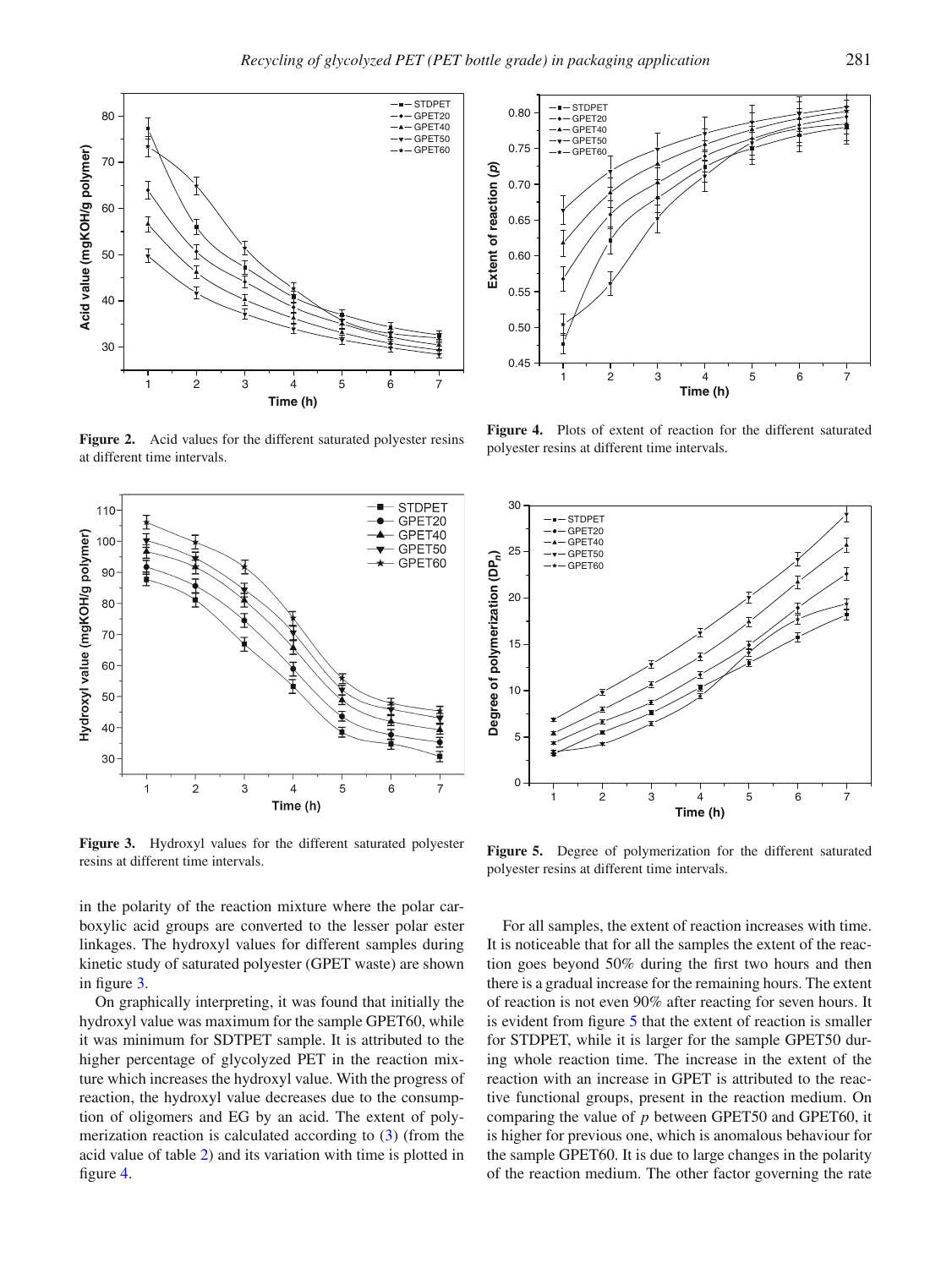Figure 2. Acid values for the different saturated polyester resins at different time intervals.

Figure 3. Hydroxyl values for the different saturated polyester resins at different time intervals.

in the polarity of the reaction mixture where the polar carboxylic acid groups are converted to the lesser polar ester linkages. The hydroxyl values for different samples during kinetic study of saturated polyester (GPET waste) are shown in figure 3.

On graphically interpreting, it was found that initially the hydroxyl value was maximum for the sample GPET60, while it was minimum for SDTPET sample. It is attributed to the higher percentage of glycolyzed PET in the reaction mixture which increases the hydroxyl value. With the progress of reaction, the hydroxyl value decreases due to the consumption of oligomers and EG by an acid. The extent of polymerization reaction is calculated according to (3) (from the acid value of table 2) and its variation with time is plotted in figure 4.

Figure 4. Plots of extent of reaction for the different saturated polyester resins at different time intervals.

Figure 5. Degree of polymerization for the different saturated polyester resins at different time intervals.

For all samples, the extent of reaction increases with time. It is noticeable that for all the samples the extent of the reaction goes beyond 50% during the first two hours and then there is a gradual increase for the remaining hours. The extent of reaction is not even 90% after reacting for seven hours. It is evident from figure 5 that the extent of reaction is smaller for STDPET, while it is larger for the sample GPET50 during whole reaction time. The increase in the extent of the reaction with an increase in GPET is attributed to the reactive functional groups, present in the reaction medium. On comparing the value of $p$ between GPET50 and GPET60, it is higher for previous one, which is anomalous behaviour for the sample GPET60. It is due to large changes in the polarity of the reaction medium. The other factor governing the rate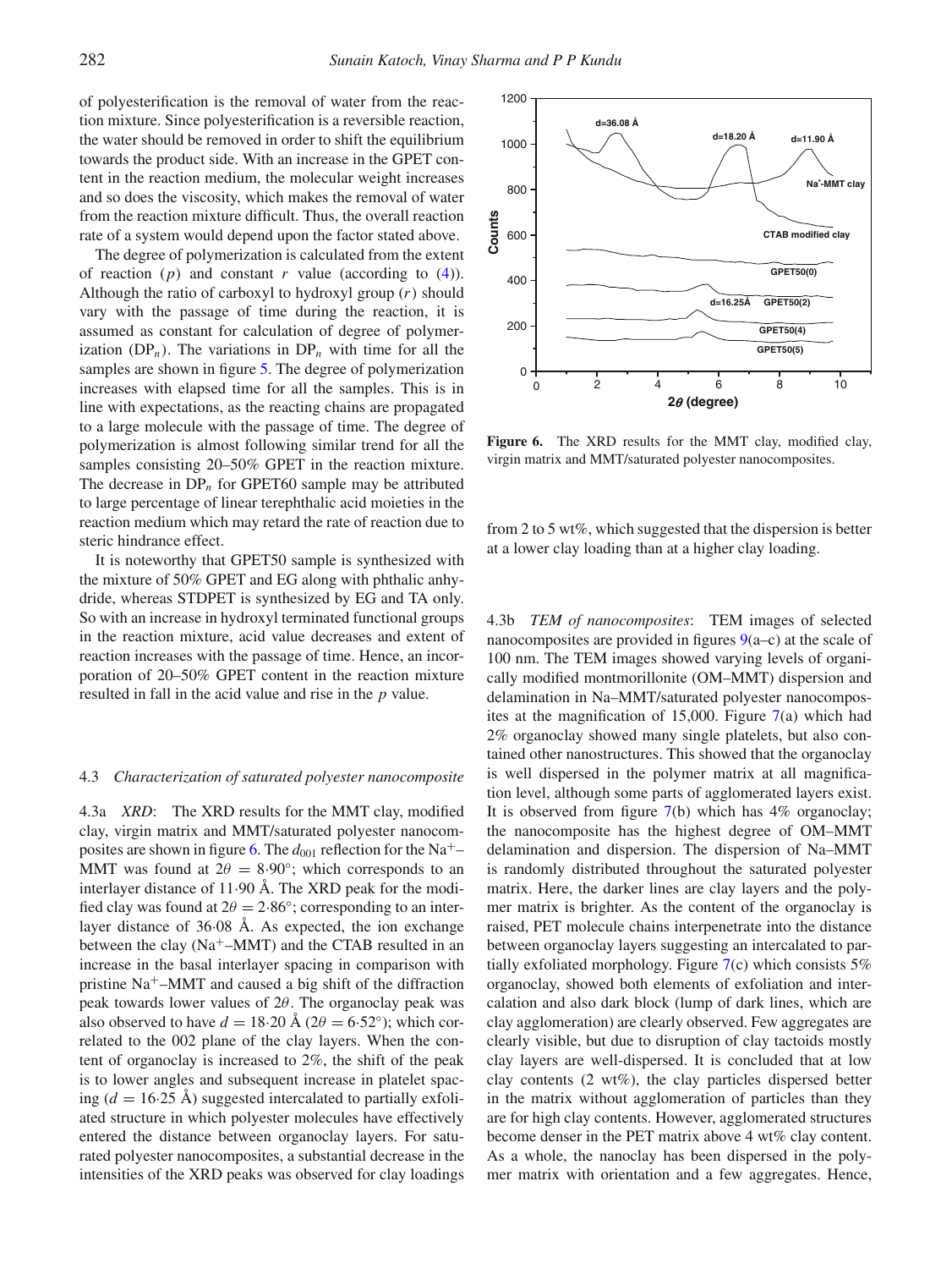of polyesterification is the removal of water from the reaction mixture. Since polyesterification is a reversible reaction, the water should be removed in order to shift the equilibrium towards the product side. With an increase in the GPET content in the reaction medium, the molecular weight increases and so does the viscosity, which makes the removal of water from the reaction mixture difficult. Thus, the overall reaction rate of a system would depend upon the factor stated above.

The degree of polymerization is calculated from the extent of reaction ($p$) and constant $r$ value (according to (4)). Although the ratio of carboxyl to hydroxyl group ($r$) should vary with the passage of time during the reaction, it is assumed as constant for calculation of degree of polymerization ($DP_n$). The variations in $DP_n$ with time for all the samples are shown in figure 5. The degree of polymerization increases with elapsed time for all the samples. This is in line with expectations, as the reacting chains are propagated to a large molecule with the passage of time. The degree of polymerization is almost following similar trend for all the samples consisting 20–50% GPET in the reaction mixture. The decrease in $DP_n$ for GPET60 sample may be attributed to large percentage of linear terephthalic acid moieties in the reaction medium which may retard the rate of reaction due to steric hindrance effect.

It is noteworthy that GPET50 sample is synthesized with the mixture of 50% GPET and EG along with phthalic anhydride, whereas STDPET is synthesized by EG and TA only. So with an increase in hydroxyl terminated functional groups in the reaction mixture, acid value decreases and extent of reaction increases with the passage of time. Hence, an incorporation of 20–50% GPET content in the reaction mixture resulted in fall in the acid value and rise in the $p$ value.

### 4.3 *Characterization of saturated polyester nanocomposite*

4.3a *XRD*: The XRD results for the MMT clay, modified clay, virgin matrix and MMT/saturated polyester nanocomposites are shown in figure 6. The $d_{001}$ reflection for the $Na^{+}$–MMT was found at $2\theta = 8{\cdot}90°$; which corresponds to an interlayer distance of 11·90 Å. The XRD peak for the modified clay was found at $2\theta = 2{\cdot}86°$; corresponding to an interlayer distance of 36·08 Å. As expected, the ion exchange between the clay ($Na^{+}$–MMT) and the CTAB resulted in an increase in the basal interlayer spacing in comparison with pristine $Na^{+}$–MMT and caused a big shift of the diffraction peak towards lower values of $2\theta$. The organoclay peak was also observed to have $d = 18{\cdot}20$ Å ($2\theta = 6{\cdot}52°$); which correlated to the 002 plane of the clay layers. When the content of organoclay is increased to 2%, the shift of the peak is to lower angles and subsequent increase in platelet spacing ($d = 16{\cdot}25$ Å) suggested intercalated to partially exfoliated structure in which polyester molecules have effectively entered the distance between organoclay layers. For saturated polyester nanocomposites, a substantial decrease in the intensities of the XRD peaks was observed for clay loadings from 2 to 5 wt%, which suggested that the dispersion is better at a lower clay loading than at a higher clay loading.

**Figure 6.** The XRD results for the MMT clay, modified clay, virgin matrix and MMT/saturated polyester nanocomposites.

4.3b *TEM of nanocomposites*: TEM images of selected nanocomposites are provided in figures 9(a–c) at the scale of 100 nm. The TEM images showed varying levels of organically modified montmorillonite (OM–MMT) dispersion and delamination in Na–MMT/saturated polyester nanocomposites at the magnification of 15,000. Figure 7(a) which had 2% organoclay showed many single platelets, but also contained other nanostructures. This showed that the organoclay is well dispersed in the polymer matrix at all magnification level, although some parts of agglomerated layers exist. It is observed from figure 7(b) which has 4% organoclay; the nanocomposite has the highest degree of OM–MMT delamination and dispersion. The dispersion of Na–MMT is randomly distributed throughout the saturated polyester matrix. Here, the darker lines are clay layers and the polymer matrix is brighter. As the content of the organoclay is raised, PET molecule chains interpenetrate into the distance between organoclay layers suggesting an intercalated to partially exfoliated morphology. Figure 7(c) which consists 5% organoclay, showed both elements of exfoliation and intercalation and also dark block (lump of dark lines, which are clay agglomeration) are clearly observed. Few aggregates are clearly visible, but due to disruption of clay tactoids mostly clay layers are well-dispersed. It is concluded that at low clay contents (2 wt%), the clay particles dispersed better in the matrix without agglomeration of particles than they are for high clay contents. However, agglomerated structures become denser in the PET matrix above 4 wt% clay content. As a whole, the nanoclay has been dispersed in the polymer matrix with orientation and a few aggregates. Hence,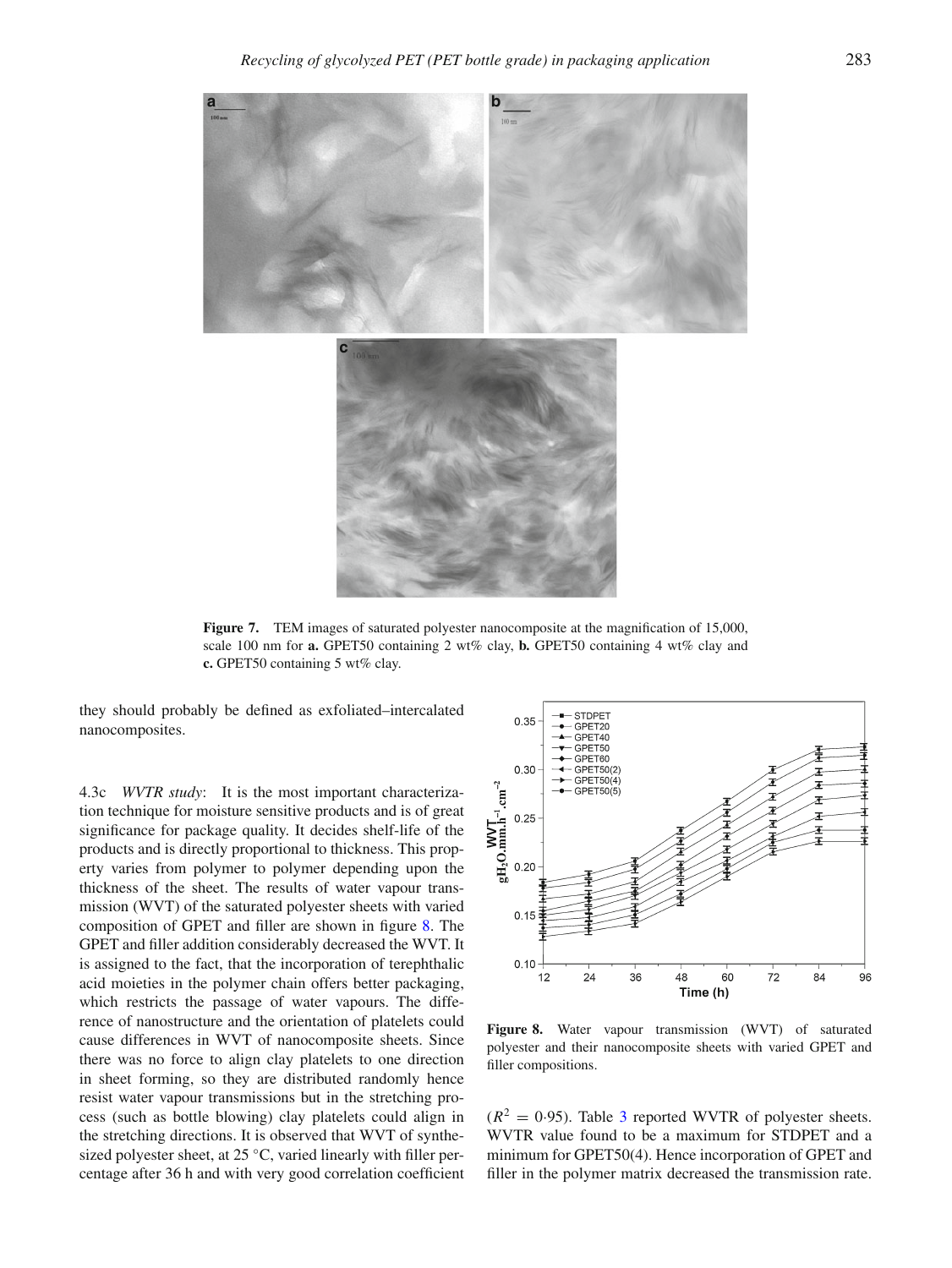**Figure 7.** TEM images of saturated polyester nanocomposite at the magnification of 15,000, scale 100 nm for **a.** GPET50 containing 2 wt% clay, **b.** GPET50 containing 4 wt% clay and **c.** GPET50 containing 5 wt% clay.

they should probably be defined as exfoliated–intercalated nanocomposites.

4.3c *WVTR study*: It is the most important characterization technique for moisture sensitive products and is of great significance for package quality. It decides shelf-life of the products and is directly proportional to thickness. This property varies from polymer to polymer depending upon the thickness of the sheet. The results of water vapour transmission (WVT) of the saturated polyester sheets with varied composition of GPET and filler are shown in figure 8. The GPET and filler addition considerably decreased the WVT. It is assigned to the fact, that the incorporation of terephthalic acid moieties in the polymer chain offers better packaging, which restricts the passage of water vapours. The difference of nanostructure and the orientation of platelets could cause differences in WVT of nanocomposite sheets. Since there was no force to align clay platelets to one direction in sheet forming, so they are distributed randomly hence resist water vapour transmissions but in the stretching process (such as bottle blowing) clay platelets could align in the stretching directions. It is observed that WVT of synthesized polyester sheet, at 25 °C, varied linearly with filler percentage after 36 h and with very good correlation coefficient ($R^2 = 0{\cdot}95$). Table 3 reported WVTR of polyester sheets. WVTR value found to be a maximum for STDPET and a minimum for GPET50(4). Hence incorporation of GPET and filler in the polymer matrix decreased the transmission rate.

**Figure 8.** Water vapour transmission (WVT) of saturated polyester and their nanocomposite sheets with varied GPET and filler compositions.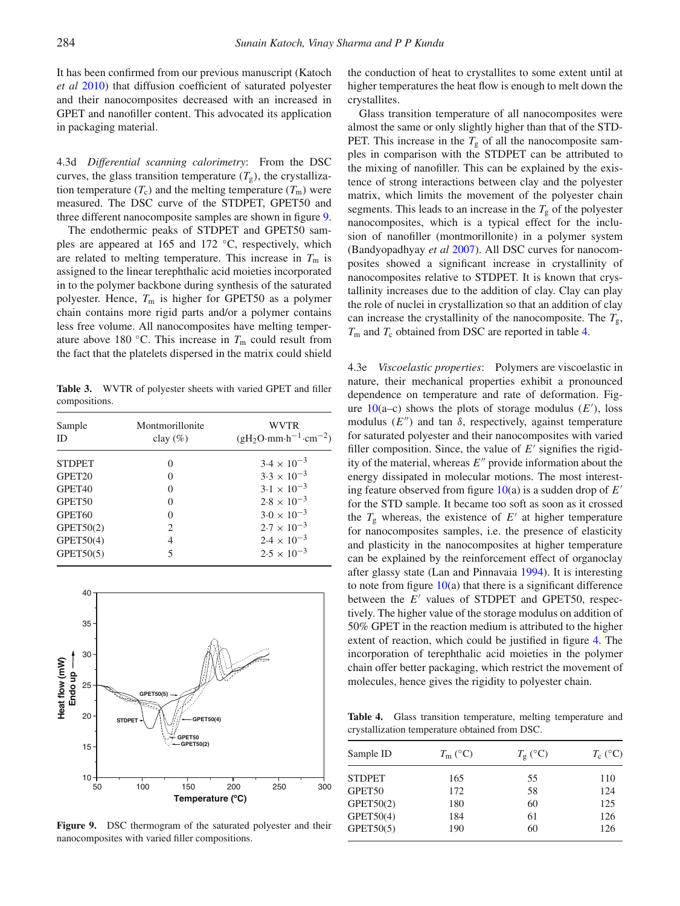It has been confirmed from our previous manuscript (Katoch *et al* 2010) that diffusion coefficient of saturated polyester and their nanocomposites decreased with an increased in GPET and nanofiller content. This advocated its application in packaging material.

4.3d *Differential scanning calorimetry*: From the DSC curves, the glass transition temperature ($T_g$), the crystallization temperature ($T_c$) and the melting temperature ($T_m$) were measured. The DSC curve of the STDPET, GPET50 and three different nanocomposite samples are shown in figure 9.

The endothermic peaks of STDPET and GPET50 samples are appeared at 165 and 172 °C, respectively, which are related to melting temperature. This increase in $T_m$ is assigned to the linear terephthalic acid moieties incorporated in to the polymer backbone during synthesis of the saturated polyester. Hence, $T_m$ is higher for GPET50 as a polymer chain contains more rigid parts and/or a polymer contains less free volume. All nanocomposites have melting temperature above 180 °C. This increase in $T_m$ could result from the fact that the platelets dispersed in the matrix could shield the conduction of heat to crystallites to some extent until at higher temperatures the heat flow is enough to melt down the crystallites.

**Table 3.** WVTR of polyester sheets with varied GPET and filler compositions.

| Sample ID | Montmorillonite clay (%) | WVTR ($gH_2O \cdot mm \cdot h^{-1} \cdot cm^{-2}$) |
|---|---|---|
| STDPET | 0 | $3.4 \times 10^{-3}$ |
| GPET20 | 0 | $3.3 \times 10^{-3}$ |
| GPET40 | 0 | $3.1 \times 10^{-3}$ |
| GPET50 | 0 | $2.8 \times 10^{-3}$ |
| GPET60 | 0 | $3.0 \times 10^{-3}$ |
| GPET50(2) | 2 | $2.7 \times 10^{-3}$ |
| GPET50(4) | 4 | $2.4 \times 10^{-3}$ |
| GPET50(5) | 5 | $2.5 \times 10^{-3}$ |

**Figure 9.** DSC thermogram of the saturated polyester and their nanocomposites with varied filler compositions.

Glass transition temperature of all nanocomposites were almost the same or only slightly higher than that of the STDPET. This increase in the $T_g$ of all the nanocomposite samples in comparison with the STDPET can be attributed to the mixing of nanofiller. This can be explained by the existence of strong interactions between clay and the polyester matrix, which limits the movement of the polyester chain segments. This leads to an increase in the $T_g$ of the polyester nanocomposites, which is a typical effect for the inclusion of nanofiller (montmorillonite) in a polymer system (Bandyopadhyay *et al* 2007). All DSC curves for nanocomposites showed a significant increase in crystallinity of nanocomposites relative to STDPET. It is known that crystallinity increases due to the addition of clay. Clay can play the role of nuclei in crystallization so that an addition of clay can increase the crystallinity of the nanocomposite. The $T_g$, $T_m$ and $T_c$ obtained from DSC are reported in table 4.

4.3e *Viscoelastic properties*: Polymers are viscoelastic in nature, their mechanical properties exhibit a pronounced dependence on temperature and rate of deformation. Figure 10(a–c) shows the plots of storage modulus ($E'$), loss modulus ($E''$) and tan $\delta$, respectively, against temperature for saturated polyester and their nanocomposites with varied filler composition. Since, the value of $E'$ signifies the rigidity of the material, whereas $E''$ provide information about the energy dissipated in molecular motions. The most interesting feature observed from figure 10(a) is a sudden drop of $E'$ for the STD sample. It became too soft as soon as it crossed the $T_g$ whereas, the existence of $E'$ at higher temperature for nanocomposites samples, i.e. the presence of elasticity and plasticity in the nanocomposites at higher temperature can be explained by the reinforcement effect of organoclay after glassy state (Lan and Pinnavaia 1994). It is interesting to note from figure 10(a) that there is a significant difference between the $E'$ values of STDPET and GPET50, respectively. The higher value of the storage modulus on addition of 50% GPET in the reaction medium is attributed to the higher extent of reaction, which could be justified in figure 4. The incorporation of terephthalic acid moieties in the polymer chain offer better packaging, which restrict the movement of molecules, hence gives the rigidity to polyester chain.

**Table 4.** Glass transition temperature, melting temperature and crystallization temperature obtained from DSC.

| Sample ID | $T_m$ (°C) | $T_g$ (°C) | $T_c$ (°C) |
|---|---|---|---|
| STDPET | 165 | 55 | 110 |
| GPET50 | 172 | 58 | 124 |
| GPET50(2) | 180 | 60 | 125 |
| GPET50(4) | 184 | 61 | 126 |
| GPET50(5) | 190 | 60 | 126 |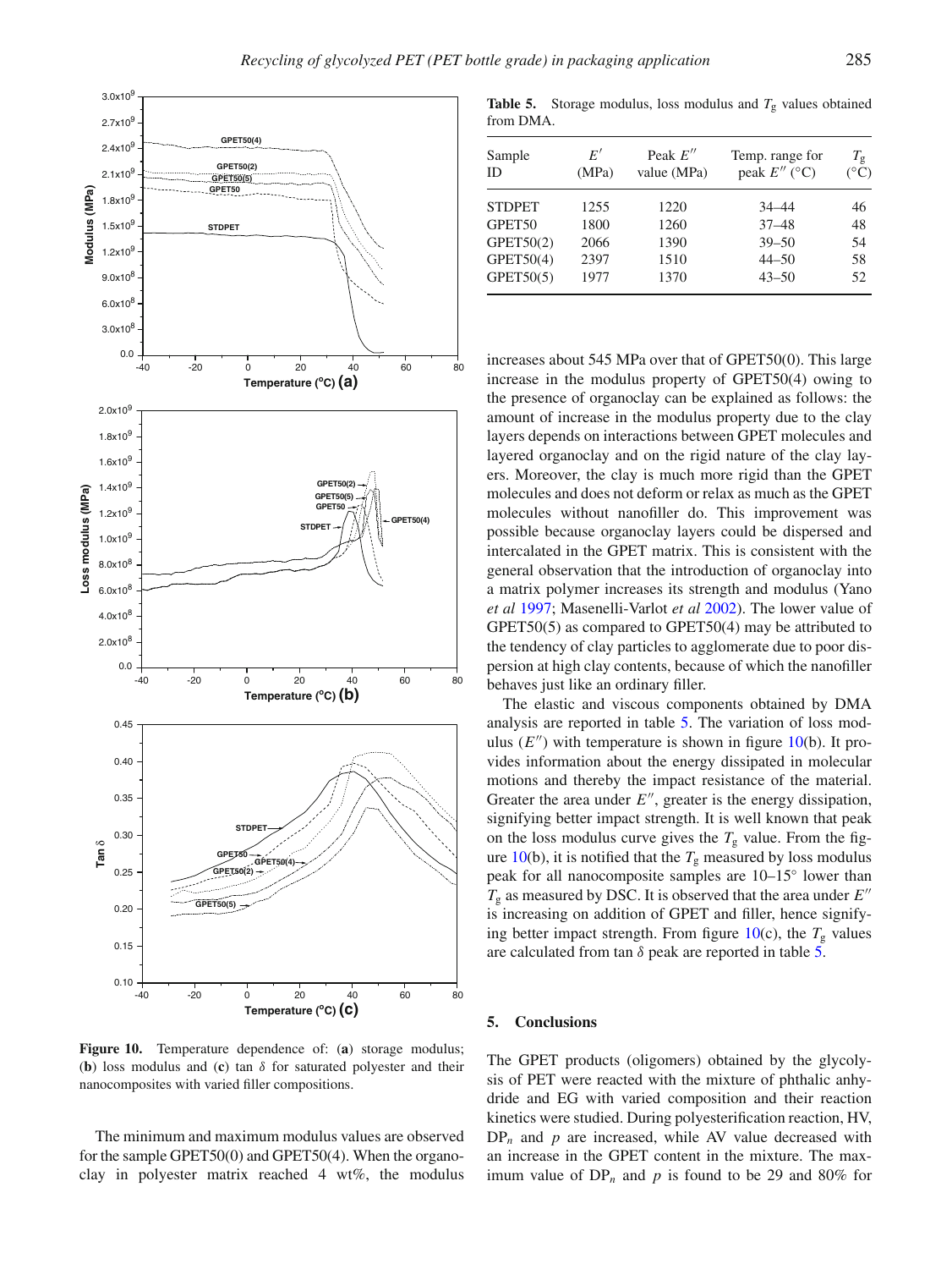**Figure 10.** Temperature dependence of: (**a**) storage modulus; (**b**) loss modulus and (**c**) tan $\delta$ for saturated polyester and their nanocomposites with varied filler compositions.

The minimum and maximum modulus values are observed for the sample GPET50(0) and GPET50(4). When the organoclay in polyester matrix reached 4 wt%, the modulus increases about 545 MPa over that of GPET50(0). This large increase in the modulus property of GPET50(4) owing to the presence of organoclay can be explained as follows: the amount of increase in the modulus property due to the clay layers depends on interactions between GPET molecules and layered organoclay and on the rigid nature of the clay layers. Moreover, the clay is much more rigid than the GPET molecules and does not deform or relax as much as the GPET molecules without nanofiller do. This improvement was possible because organoclay layers could be dispersed and intercalated in the GPET matrix. This is consistent with the general observation that the introduction of organoclay into a matrix polymer increases its strength and modulus (Yano *et al* 1997; Masenelli-Varlot *et al* 2002). The lower value of GPET50(5) as compared to GPET50(4) may be attributed to the tendency of clay particles to agglomerate due to poor dispersion at high clay contents, because of which the nanofiller behaves just like an ordinary filler.

**Table 5.** Storage modulus, loss modulus and $T_g$ values obtained from DMA.

| Sample ID | $E'$ (MPa) | Peak $E''$ value (MPa) | Temp. range for peak $E''$ (°C) | $T_g$ (°C) |
|---|---|---|---|---|
| STDPET | 1255 | 1220 | 34–44 | 46 |
| GPET50 | 1800 | 1260 | 37–48 | 48 |
| GPET50(2) | 2066 | 1390 | 39–50 | 54 |
| GPET50(4) | 2397 | 1510 | 44–50 | 58 |
| GPET50(5) | 1977 | 1370 | 43–50 | 52 |

The elastic and viscous components obtained by DMA analysis are reported in table 5. The variation of loss modulus ($E''$) with temperature is shown in figure 10(b). It provides information about the energy dissipated in molecular motions and thereby the impact resistance of the material. Greater the area under $E''$, greater is the energy dissipation, signifying better impact strength. It is well known that peak on the loss modulus curve gives the $T_g$ value. From the figure 10(b), it is notified that the $T_g$ measured by loss modulus peak for all nanocomposite samples are 10–15° lower than $T_g$ as measured by DSC. It is observed that the area under $E''$ is increasing on addition of GPET and filler, hence signifying better impact strength. From figure 10(c), the $T_g$ values are calculated from tan $\delta$ peak are reported in table 5.

## 5. Conclusions

The GPET products (oligomers) obtained by the glycolysis of PET were reacted with the mixture of phthalic anhydride and EG with varied composition and their reaction kinetics were studied. During polyesterification reaction, HV, $DP_n$ and $p$ are increased, while AV value decreased with an increase in the GPET content in the mixture. The maximum value of $DP_n$ and $p$ is found to be 29 and 80% for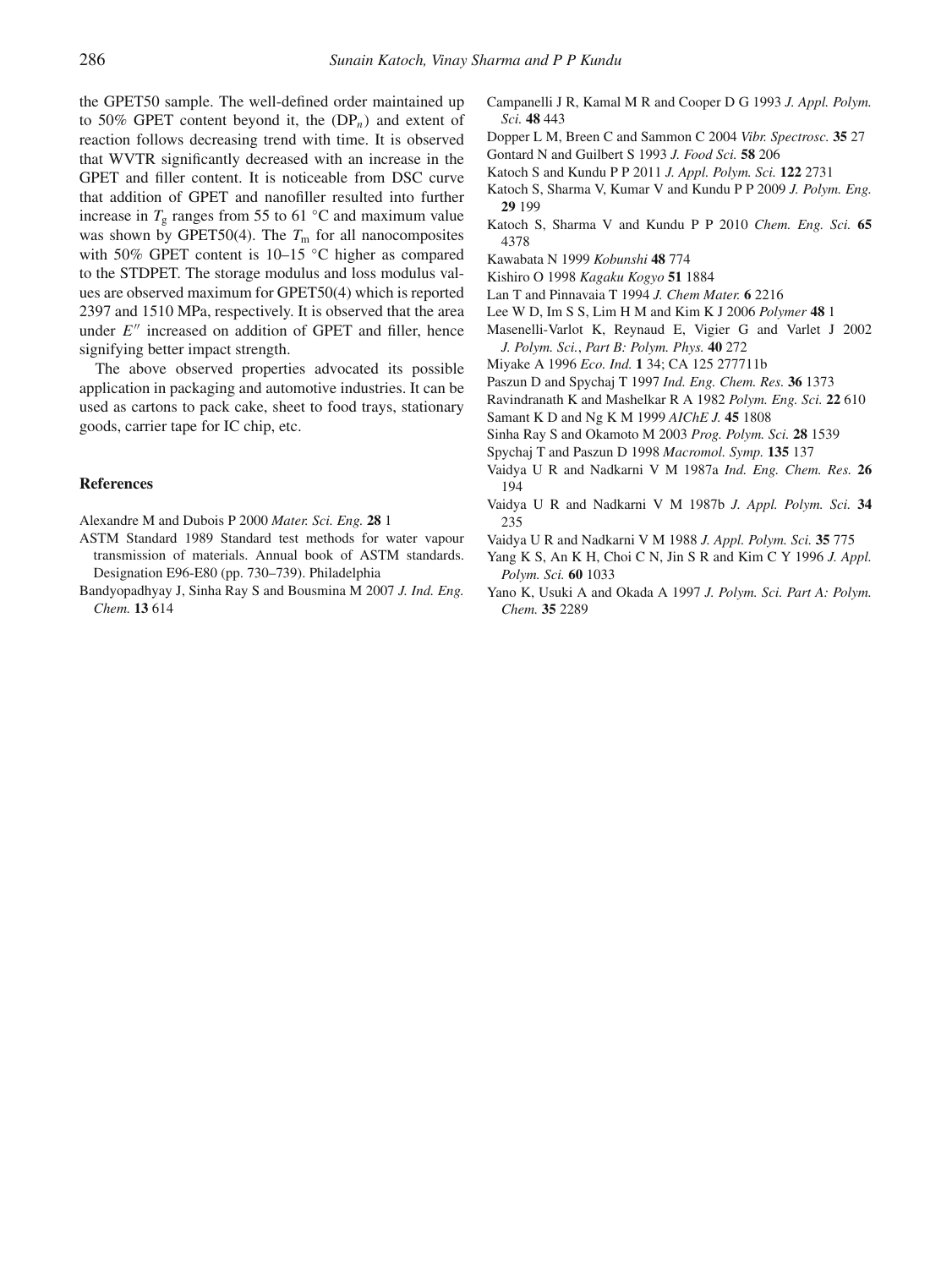the GPET50 sample. The well-defined order maintained up to 50% GPET content beyond it, the ($DP_n$) and extent of reaction follows decreasing trend with time. It is observed that WVTR significantly decreased with an increase in the GPET and filler content. It is noticeable from DSC curve that addition of GPET and nanofiller resulted into further increase in $T_g$ ranges from 55 to 61 °C and maximum value was shown by GPET50(4). The $T_m$ for all nanocomposites with 50% GPET content is 10–15 °C higher as compared to the STDPET. The storage modulus and loss modulus values are observed maximum for GPET50(4) which is reported 2397 and 1510 MPa, respectively. It is observed that the area under $E''$ increased on addition of GPET and filler, hence signifying better impact strength.

The above observed properties advocated its possible application in packaging and automotive industries. It can be used as cartons to pack cake, sheet to food trays, stationary goods, carrier tape for IC chip, etc.

## References

Alexandre M and Dubois P 2000 *Mater. Sci. Eng.* **28** 1

ASTM Standard 1989 Standard test methods for water vapour transmission of materials. Annual book of ASTM standards. Designation E96-E80 (pp. 730–739). Philadelphia

Bandyopadhyay J, Sinha Ray S and Bousmina M 2007 *J. Ind. Eng. Chem.* **13** 614

Campanelli J R, Kamal M R and Cooper D G 1993 *J. Appl. Polym. Sci.* **48** 443

Dopper L M, Breen C and Sammon C 2004 *Vibr. Spectrosc.* **35** 27

Gontard N and Guilbert S 1993 *J. Food Sci.* **58** 206

Katoch S and Kundu P P 2011 *J. Appl. Polym. Sci.* **122** 2731

Katoch S, Sharma V, Kumar V and Kundu P P 2009 *J. Polym. Eng.* **29** 199

Katoch S, Sharma V and Kundu P P 2010 *Chem. Eng. Sci.* **65** 4378

Kawabata N 1999 *Kobunshi* **48** 774

Kishiro O 1998 *Kagaku Kogyo* **51** 1884

Lan T and Pinnavaia T 1994 *J. Chem Mater.* **6** 2216

Lee W D, Im S S, Lim H M and Kim K J 2006 *Polymer* **48** 1

Masenelli-Varlot K, Reynaud E, Vigier G and Varlet J 2002 *J. Polym. Sci., Part B: Polym. Phys.* **40** 272

Miyake A 1996 *Eco. Ind.* **1** 34; CA 125 277711b

Paszun D and Spychaj T 1997 *Ind. Eng. Chem. Res.* **36** 1373

Ravindranath K and Mashelkar R A 1982 *Polym. Eng. Sci.* **22** 610

Samant K D and Ng K M 1999 *AIChE J.* **45** 1808

Sinha Ray S and Okamoto M 2003 *Prog. Polym. Sci.* **28** 1539

Spychaj T and Paszun D 1998 *Macromol. Symp.* **135** 137

Vaidya U R and Nadkarni V M 1987a *Ind. Eng. Chem. Res.* **26** 194

Vaidya U R and Nadkarni V M 1987b *J. Appl. Polym. Sci.* **34** 235

Vaidya U R and Nadkarni V M 1988 *J. Appl. Polym. Sci.* **35** 775

Yang K S, An K H, Choi C N, Jin S R and Kim C Y 1996 *J. Appl. Polym. Sci.* **60** 1033

Yano K, Usuki A and Okada A 1997 *J. Polym. Sci. Part A: Polym. Chem.* **35** 2289